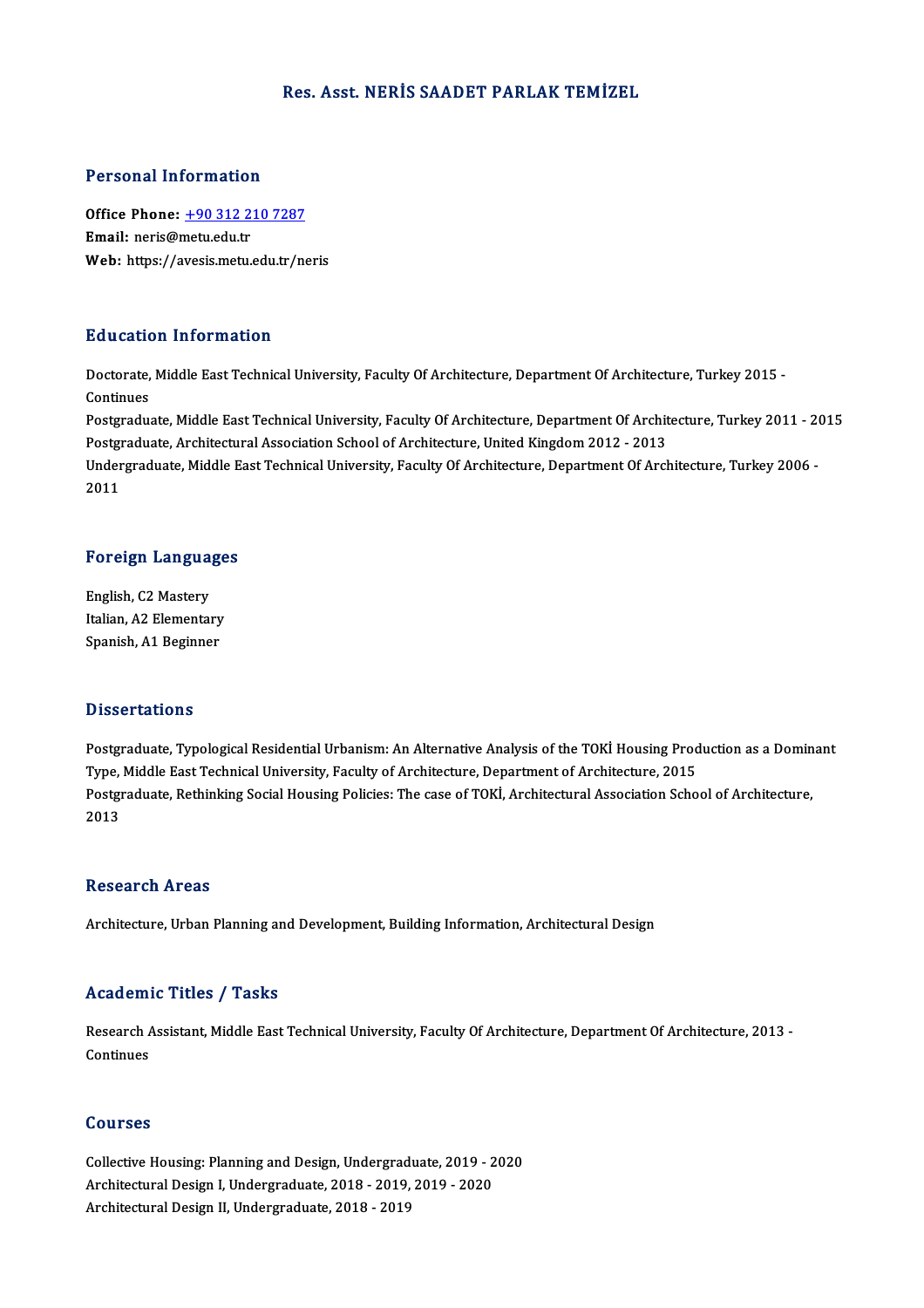# Res. Asst. NERİS SAADET PARLAK TEMİZEL

## Personal Information

**Office Phone:** +90 312 210 7287
**Email:** neris@metu.edu.tr
**Web:** https://avesis.metu.edu.tr/neris

## Education Information

Doctorate, Middle East Technical University, Faculty Of Architecture, Department Of Architecture, Turkey 2015 - Continues
Postgraduate, Middle East Technical University, Faculty Of Architecture, Department Of Architecture, Turkey 2011 - 2015
Postgraduate, Architectural Association School of Architecture, United Kingdom 2012 - 2013
Undergraduate, Middle East Technical University, Faculty Of Architecture, Department Of Architecture, Turkey 2006 - 2011

## Foreign Languages

English, C2 Mastery
Italian, A2 Elementary
Spanish, A1 Beginner

## Dissertations

Postgraduate, Typological Residential Urbanism: An Alternative Analysis of the TOKİ Housing Production as a Dominant Type, Middle East Technical University, Faculty of Architecture, Department of Architecture, 2015
Postgraduate, Rethinking Social Housing Policies: The case of TOKİ, Architectural Association School of Architecture, 2013

## Research Areas

Architecture, Urban Planning and Development, Building Information, Architectural Design

## Academic Titles / Tasks

Research Assistant, Middle East Technical University, Faculty Of Architecture, Department Of Architecture, 2013 - Continues

## Courses

Collective Housing: Planning and Design, Undergraduate, 2019 - 2020
Architectural Design I, Undergraduate, 2018 - 2019, 2019 - 2020
Architectural Design II, Undergraduate, 2018 - 2019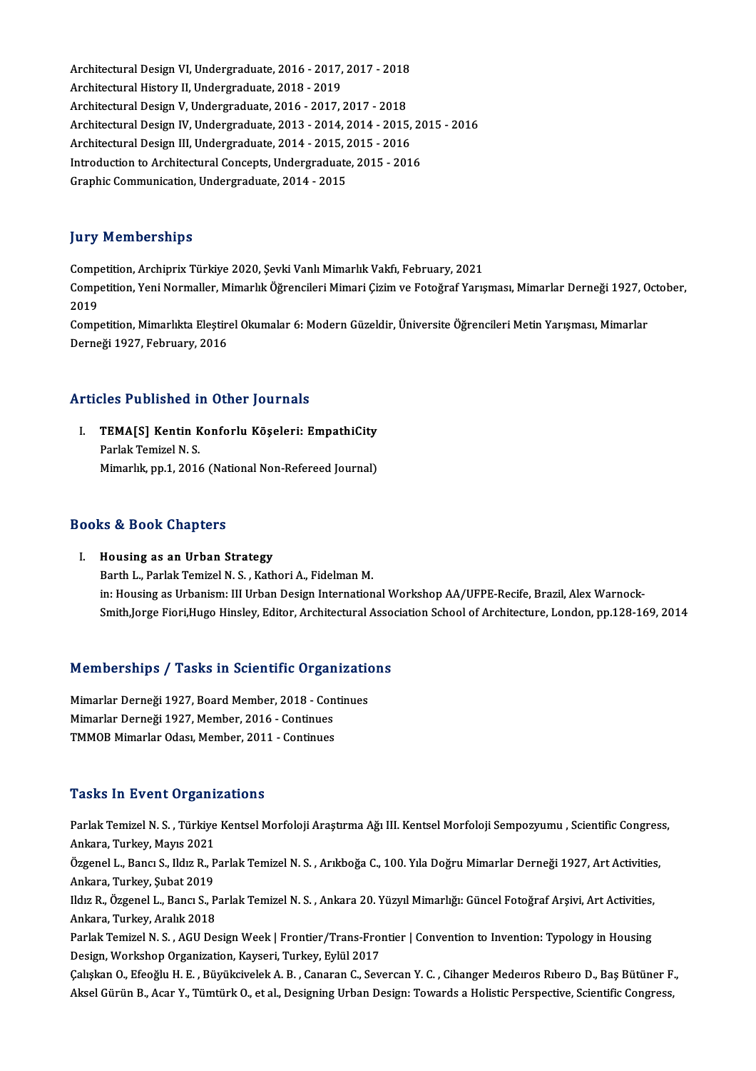Architectural Design VI, Undergraduate, 2016 - 2017, 2017 - 2018
Architectural History II, Undergraduate, 2018 - 2019
Architectural Design V, Undergraduate, 2016 - 2017, 2017 - 2018
Architectural Design IV, Undergraduate, 2013 - 2014, 2014 - 2015, 2015 - 2016
Architectural Design III, Undergraduate, 2014 - 2015, 2015 - 2016
Introduction to Architectural Concepts, Undergraduate, 2015 - 2016
Graphic Communication, Undergraduate, 2014 - 2015

## Jury Memberships

Competition, Archiprix Türkiye 2020, Şevki Vanlı Mimarlık Vakfı, February, 2021
Competition, Yeni Normaller, Mimarlık Öğrencileri Mimari Çizim ve Fotoğraf Yarışması, Mimarlar Derneği 1927, October, 2019
Competition, Mimarlıkta Eleştirel Okumalar 6: Modern Güzeldir, Üniversite Öğrencileri Metin Yarışması, Mimarlar Derneği 1927, February, 2016

## Articles Published in Other Journals

I. **TEMA[S] Kentin Konforlu Köşeleri: EmpathiCity**
Parlak Temizel N. S.
Mimarlık, pp.1, 2016 (National Non-Refereed Journal)

## Books & Book Chapters

I. **Housing as an Urban Strategy**
Barth L., Parlak Temizel N. S. , Kathori A., Fidelman M.
in: Housing as Urbanism: III Urban Design International Workshop AA/UFPE-Recife, Brazil, Alex Warnock-Smith,Jorge Fiori,Hugo Hinsley, Editor, Architectural Association School of Architecture, London, pp.128-169, 2014

## Memberships / Tasks in Scientific Organizations

Mimarlar Derneği 1927, Board Member, 2018 - Continues
Mimarlar Derneği 1927, Member, 2016 - Continues
TMMOB Mimarlar Odası, Member, 2011 - Continues

## Tasks In Event Organizations

Parlak Temizel N. S. , Türkiye Kentsel Morfoloji Araştırma Ağı III. Kentsel Morfoloji Sempozyumu , Scientific Congress, Ankara, Turkey, Mayıs 2021
Özgenel L., Bancı S., Ildız R., Parlak Temizel N. S. , Arıkboğa C., 100. Yıla Doğru Mimarlar Derneği 1927, Art Activities, Ankara, Turkey, Şubat 2019
Ildız R., Özgenel L., Bancı S., Parlak Temizel N. S. , Ankara 20. Yüzyıl Mimarlığı: Güncel Fotoğraf Arşivi, Art Activities, Ankara, Turkey, Aralık 2018
Parlak Temizel N. S. , AGU Design Week | Frontier/Trans-Frontier | Convention to Invention: Typology in Housing Design, Workshop Organization, Kayseri, Turkey, Eylül 2017
Çalışkan O., Efeoğlu H. E. , Büyükcivelek A. B. , Canaran C., Severcan Y. C. , Cihanger Medeıros Rıbeıro D., Baş Bütüner F., Aksel Gürün B., Acar Y., Tümtürk O., et al., Designing Urban Design: Towards a Holistic Perspective, Scientific Congress,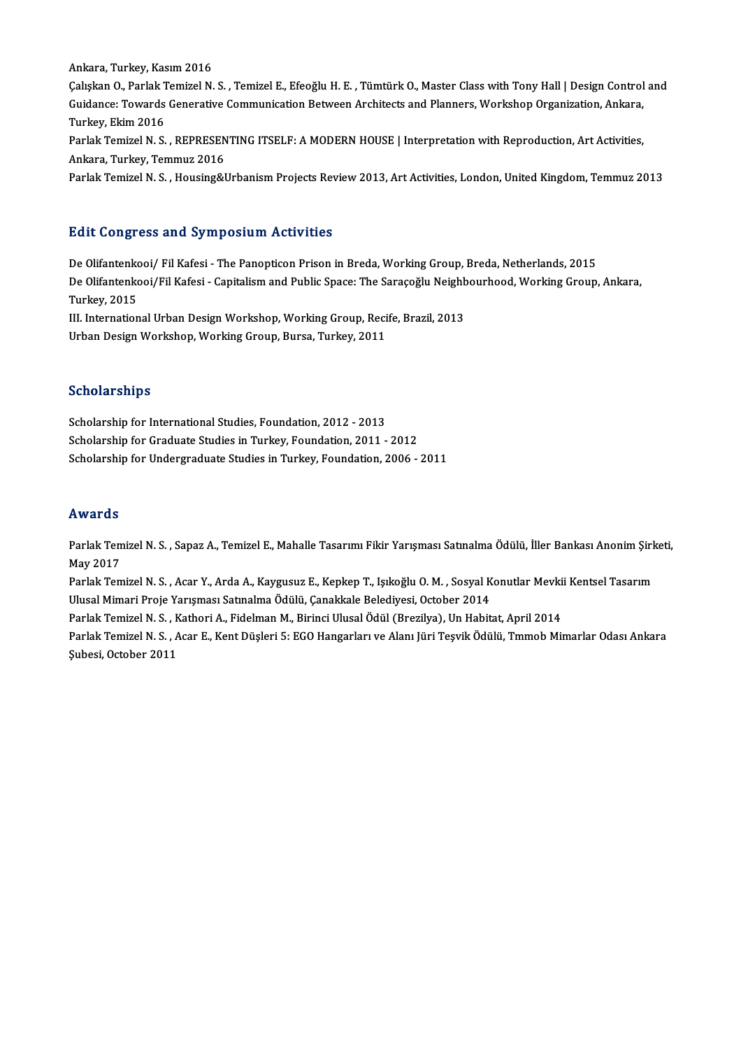Ankara, Turkey, Kasım 2016

Çalışkan O., Parlak Temizel N. S. , Temizel E., Efeoğlu H. E. , Tümtürk O., Master Class with Tony Hall | Design Control and Guidance: Towards Generative Communication Between Architects and Planners, Workshop Organization, Ankara, Turkey, Ekim 2016

Parlak Temizel N. S. , REPRESENTING ITSELF: A MODERN HOUSE | Interpretation with Reproduction, Art Activities, Ankara, Turkey, Temmuz 2016

Parlak Temizel N. S. , Housing&Urbanism Projects Review 2013, Art Activities, London, United Kingdom, Temmuz 2013

## Edit Congress and Symposium Activities

De Olifantenkooi/ Fil Kafesi - The Panopticon Prison in Breda, Working Group, Breda, Netherlands, 2015

De Olifantenkooi/Fil Kafesi - Capitalism and Public Space: The Saraçoğlu Neighbourhood, Working Group, Ankara, Turkey, 2015

III. International Urban Design Workshop, Working Group, Recife, Brazil, 2013

Urban Design Workshop, Working Group, Bursa, Turkey, 2011

## Scholarships

Scholarship for International Studies, Foundation, 2012 - 2013

Scholarship for Graduate Studies in Turkey, Foundation, 2011 - 2012

Scholarship for Undergraduate Studies in Turkey, Foundation, 2006 - 2011

## Awards

Parlak Temizel N. S. , Sapaz A., Temizel E., Mahalle Tasarımı Fikir Yarışması Satınalma Ödülü, İller Bankası Anonim Şirketi, May 2017

Parlak Temizel N. S. , Acar Y., Arda A., Kaygusuz E., Kepkep T., Işıkoğlu O. M. , Sosyal Konutlar Mevkii Kentsel Tasarım Ulusal Mimari Proje Yarışması Satınalma Ödülü, Çanakkale Belediyesi, October 2014

Parlak Temizel N. S. , Kathori A., Fidelman M., Birinci Ulusal Ödül (Brezilya), Un Habitat, April 2014

Parlak Temizel N. S. , Acar E., Kent Düşleri 5: EGO Hangarları ve Alanı Jüri Teşvik Ödülü, Tmmob Mimarlar Odası Ankara Şubesi, October 2011